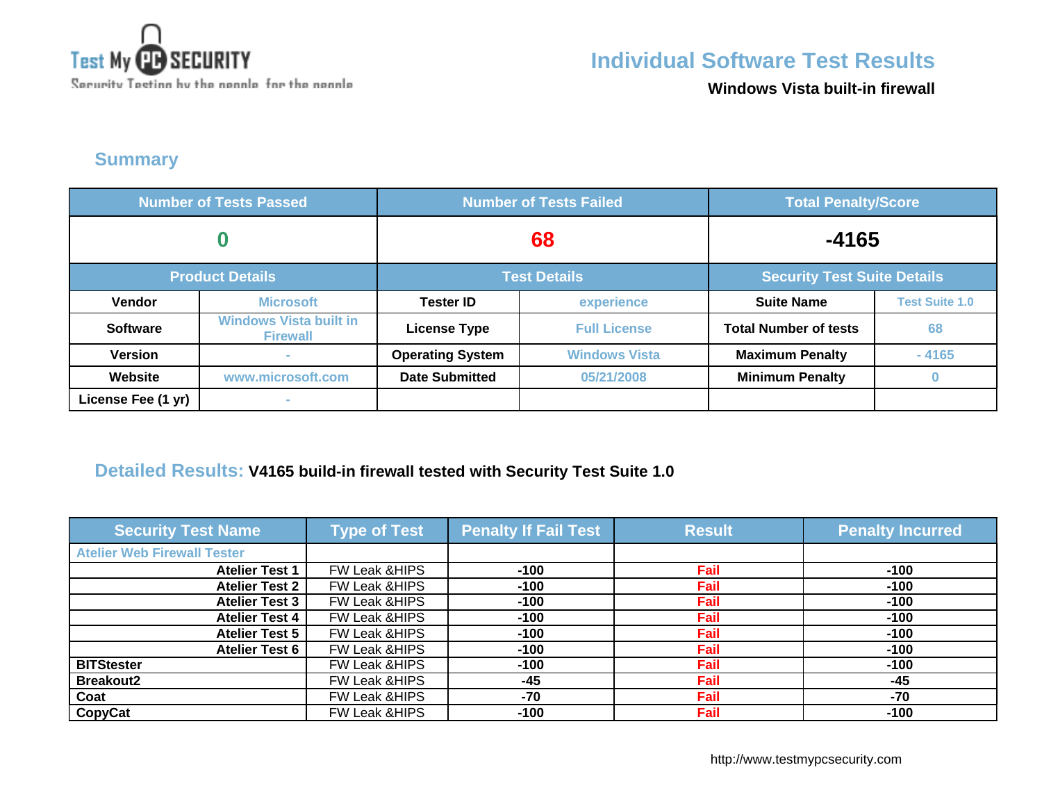Test My PC SECURITY
Security Testing by the people, for the people

# Individual Software Test Results

**Windows Vista built-in firewall**

## Summary

| Number of Tests Passed | | Number of Tests Failed | | Total Penalty/Score | |
|---|---|---|---|---|---|
| 0 | | 68 | | -4165 | |
| **Product Details** | | **Test Details** | | **Security Test Suite Details** | |
| Vendor | Microsoft | Tester ID | experience | Suite Name | Test Suite 1.0 |
| Software | Windows Vista built in Firewall | License Type | Full License | Total Number of tests | 68 |
| Version | - | Operating System | Windows Vista | Maximum Penalty | - 4165 |
| Website | www.microsoft.com | Date Submitted | 05/21/2008 | Minimum Penalty | 0 |
| License Fee (1 yr) | - | | | | |

## Detailed Results: V4165 build-in firewall tested with Security Test Suite 1.0

| Security Test Name | Type of Test | Penalty If Fail Test | Result | Penalty Incurred |
|---|---|---|---|---|
| Atelier Web Firewall Tester | | | | |
| Atelier Test 1 | FW Leak &HIPS | -100 | Fail | -100 |
| Atelier Test 2 | FW Leak &HIPS | -100 | Fail | -100 |
| Atelier Test 3 | FW Leak &HIPS | -100 | Fail | -100 |
| Atelier Test 4 | FW Leak &HIPS | -100 | Fail | -100 |
| Atelier Test 5 | FW Leak &HIPS | -100 | Fail | -100 |
| Atelier Test 6 | FW Leak &HIPS | -100 | Fail | -100 |
| BITStester | FW Leak &HIPS | -100 | Fail | -100 |
| Breakout2 | FW Leak &HIPS | -45 | Fail | -45 |
| Coat | FW Leak &HIPS | -70 | Fail | -70 |
| CopyCat | FW Leak &HIPS | -100 | Fail | -100 |

http://www.testmypcsecurity.com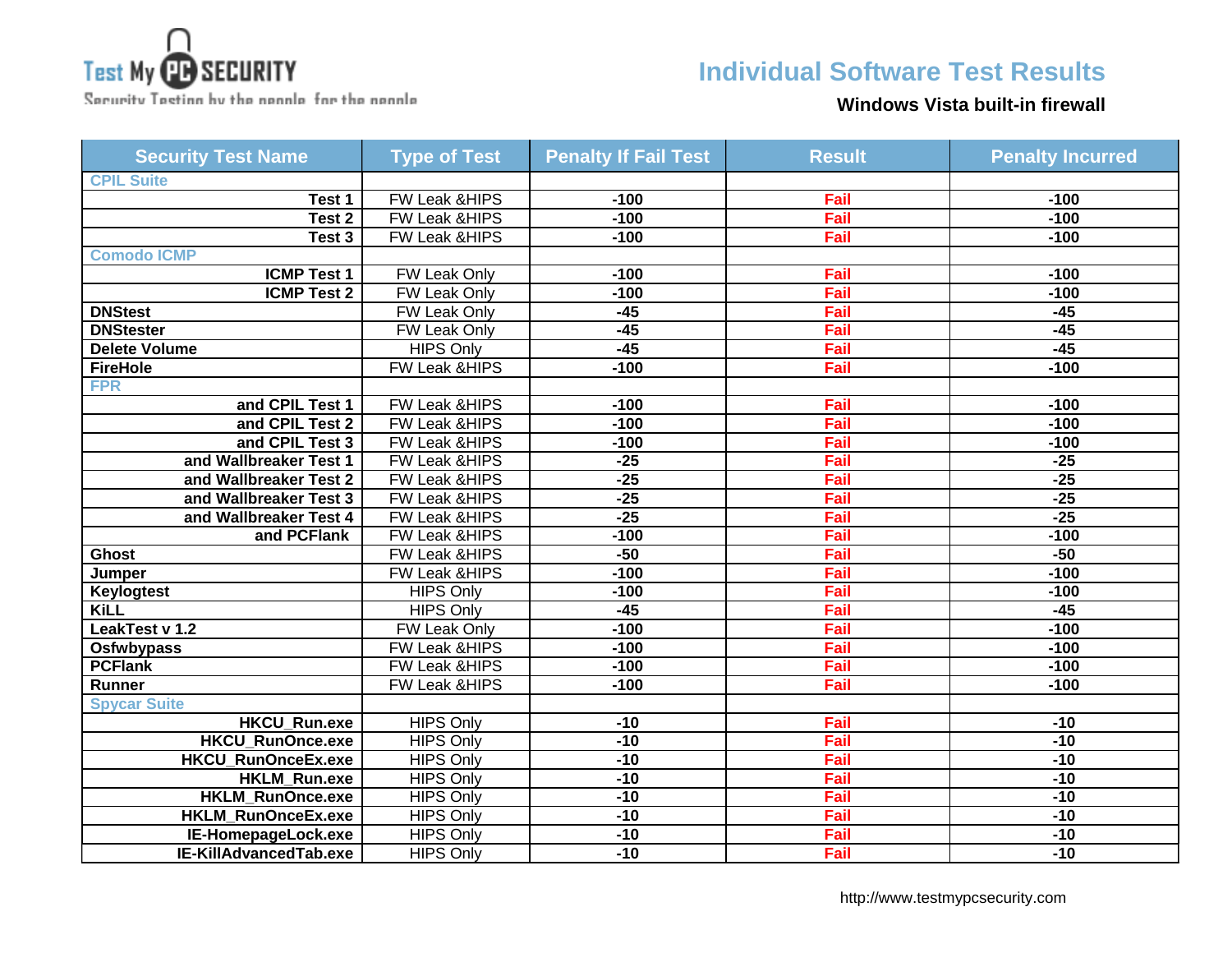# Individual Software Test Results

**Windows Vista built-in firewall**

| Security Test Name | Type of Test | Penalty If Fail Test | Result | Penalty Incurred |
|---|---|---|---|---|
| CPIL Suite | | | | |
| Test 1 | FW Leak &HIPS | -100 | Fail | -100 |
| Test 2 | FW Leak &HIPS | -100 | Fail | -100 |
| Test 3 | FW Leak &HIPS | -100 | Fail | -100 |
| Comodo ICMP | | | | |
| ICMP Test 1 | FW Leak Only | -100 | Fail | -100 |
| ICMP Test 2 | FW Leak Only | -100 | Fail | -100 |
| DNStest | FW Leak Only | -45 | Fail | -45 |
| DNStester | FW Leak Only | -45 | Fail | -45 |
| Delete Volume | HIPS Only | -45 | Fail | -45 |
| FireHole | FW Leak &HIPS | -100 | Fail | -100 |
| FPR | | | | |
| and CPIL Test 1 | FW Leak &HIPS | -100 | Fail | -100 |
| and CPIL Test 2 | FW Leak &HIPS | -100 | Fail | -100 |
| and CPIL Test 3 | FW Leak &HIPS | -100 | Fail | -100 |
| and Wallbreaker Test 1 | FW Leak &HIPS | -25 | Fail | -25 |
| and Wallbreaker Test 2 | FW Leak &HIPS | -25 | Fail | -25 |
| and Wallbreaker Test 3 | FW Leak &HIPS | -25 | Fail | -25 |
| and Wallbreaker Test 4 | FW Leak &HIPS | -25 | Fail | -25 |
| and PCFlank | FW Leak &HIPS | -100 | Fail | -100 |
| Ghost | FW Leak &HIPS | -50 | Fail | -50 |
| Jumper | FW Leak &HIPS | -100 | Fail | -100 |
| Keylogtest | HIPS Only | -100 | Fail | -100 |
| KiLL | HIPS Only | -45 | Fail | -45 |
| LeakTest v 1.2 | FW Leak Only | -100 | Fail | -100 |
| Osfwbypass | FW Leak &HIPS | -100 | Fail | -100 |
| PCFlank | FW Leak &HIPS | -100 | Fail | -100 |
| Runner | FW Leak &HIPS | -100 | Fail | -100 |
| Spycar Suite | | | | |
| HKCU_Run.exe | HIPS Only | -10 | Fail | -10 |
| HKCU_RunOnce.exe | HIPS Only | -10 | Fail | -10 |
| HKCU_RunOnceEx.exe | HIPS Only | -10 | Fail | -10 |
| HKLM_Run.exe | HIPS Only | -10 | Fail | -10 |
| HKLM_RunOnce.exe | HIPS Only | -10 | Fail | -10 |
| HKLM_RunOnceEx.exe | HIPS Only | -10 | Fail | -10 |
| IE-HomepageLock.exe | HIPS Only | -10 | Fail | -10 |
| IE-KillAdvancedTab.exe | HIPS Only | -10 | Fail | -10 |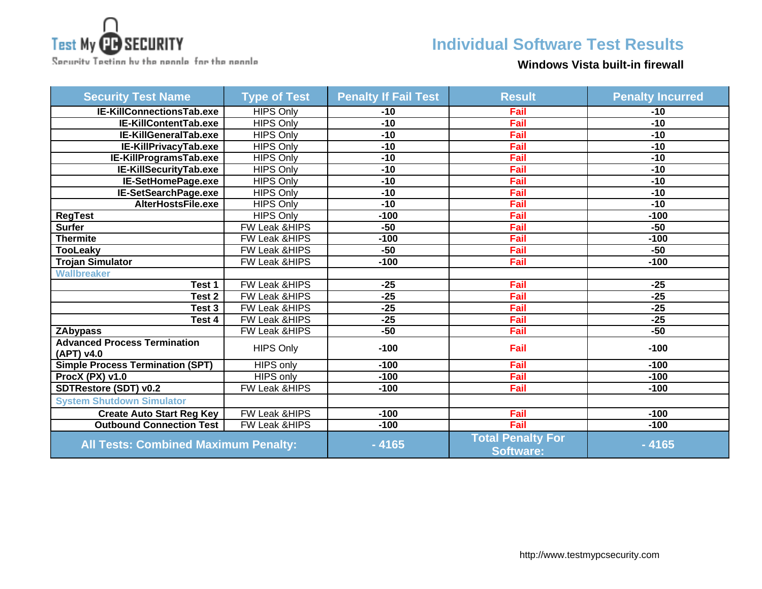Test My PC SECURITY
Security Testing by the people, for the people

# Individual Software Test Results

**Windows Vista built-in firewall**

| Security Test Name | Type of Test | Penalty If Fail Test | Result | Penalty Incurred |
|---|---|---|---|---|
| IE-KillConnectionsTab.exe | HIPS Only | -10 | Fail | -10 |
| IE-KillContentTab.exe | HIPS Only | -10 | Fail | -10 |
| IE-KillGeneralTab.exe | HIPS Only | -10 | Fail | -10 |
| IE-KillPrivacyTab.exe | HIPS Only | -10 | Fail | -10 |
| IE-KillProgramsTab.exe | HIPS Only | -10 | Fail | -10 |
| IE-KillSecurityTab.exe | HIPS Only | -10 | Fail | -10 |
| IE-SetHomePage.exe | HIPS Only | -10 | Fail | -10 |
| IE-SetSearchPage.exe | HIPS Only | -10 | Fail | -10 |
| AlterHostsFile.exe | HIPS Only | -10 | Fail | -10 |
| RegTest | HIPS Only | -100 | Fail | -100 |
| Surfer | FW Leak &HIPS | -50 | Fail | -50 |
| Thermite | FW Leak &HIPS | -100 | Fail | -100 |
| TooLeaky | FW Leak &HIPS | -50 | Fail | -50 |
| Trojan Simulator | FW Leak &HIPS | -100 | Fail | -100 |
| Wallbreaker | | | | |
| Test 1 | FW Leak &HIPS | -25 | Fail | -25 |
| Test 2 | FW Leak &HIPS | -25 | Fail | -25 |
| Test 3 | FW Leak &HIPS | -25 | Fail | -25 |
| Test 4 | FW Leak &HIPS | -25 | Fail | -25 |
| ZAbypass | FW Leak &HIPS | -50 | Fail | -50 |
| Advanced Process Termination (APT) v4.0 | HIPS Only | -100 | Fail | -100 |
| Simple Process Termination (SPT) | HIPS only | -100 | Fail | -100 |
| ProcX (PX) v1.0 | HIPS only | -100 | Fail | -100 |
| SDTRestore (SDT) v0.2 | FW Leak &HIPS | -100 | Fail | -100 |
| System Shutdown Simulator | | | | |
| Create Auto Start Reg Key | FW Leak &HIPS | -100 | Fail | -100 |
| Outbound Connection Test | FW Leak &HIPS | -100 | Fail | -100 |
| **All Tests: Combined Maximum Penalty:** | | **- 4165** | **Total Penalty For Software:** | **- 4165** |

http://www.testmypcsecurity.com